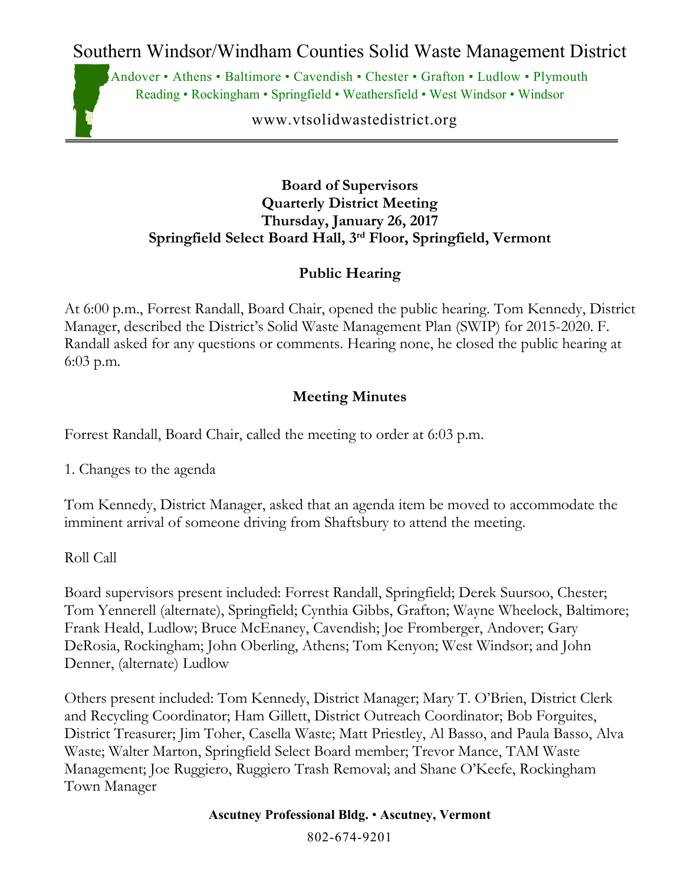# Southern Windsor/Windham Counties Solid Waste Management District

Andover • Athens • Baltimore • Cavendish • Chester • Grafton • Ludlow • Plymouth
Reading • Rockingham • Springfield • Weathersfield • West Windsor • Windsor

www.vtsolidwastedistrict.org

**Board of Supervisors**
**Quarterly District Meeting**
**Thursday, January 26, 2017**
**Springfield Select Board Hall, 3rd Floor, Springfield, Vermont**

## Public Hearing

At 6:00 p.m., Forrest Randall, Board Chair, opened the public hearing. Tom Kennedy, District Manager, described the District's Solid Waste Management Plan (SWIP) for 2015-2020. F. Randall asked for any questions or comments. Hearing none, he closed the public hearing at 6:03 p.m.

## Meeting Minutes

Forrest Randall, Board Chair, called the meeting to order at 6:03 p.m.

1. Changes to the agenda

Tom Kennedy, District Manager, asked that an agenda item be moved to accommodate the imminent arrival of someone driving from Shaftsbury to attend the meeting.

Roll Call

Board supervisors present included: Forrest Randall, Springfield; Derek Suursoo, Chester; Tom Yennerell (alternate), Springfield; Cynthia Gibbs, Grafton; Wayne Wheelock, Baltimore; Frank Heald, Ludlow; Bruce McEnaney, Cavendish; Joe Fromberger, Andover; Gary DeRosia, Rockingham; John Oberling, Athens; Tom Kenyon; West Windsor; and John Denner, (alternate) Ludlow

Others present included: Tom Kennedy, District Manager; Mary T. O'Brien, District Clerk and Recycling Coordinator; Ham Gillett, District Outreach Coordinator; Bob Forguites, District Treasurer; Jim Toher, Casella Waste; Matt Priestley, Al Basso, and Paula Basso, Alva Waste; Walter Marton, Springfield Select Board member; Trevor Mance, TAM Waste Management; Joe Ruggiero, Ruggiero Trash Removal; and Shane O'Keefe, Rockingham Town Manager

**Ascutney Professional Bldg. • Ascutney, Vermont**

802-674-9201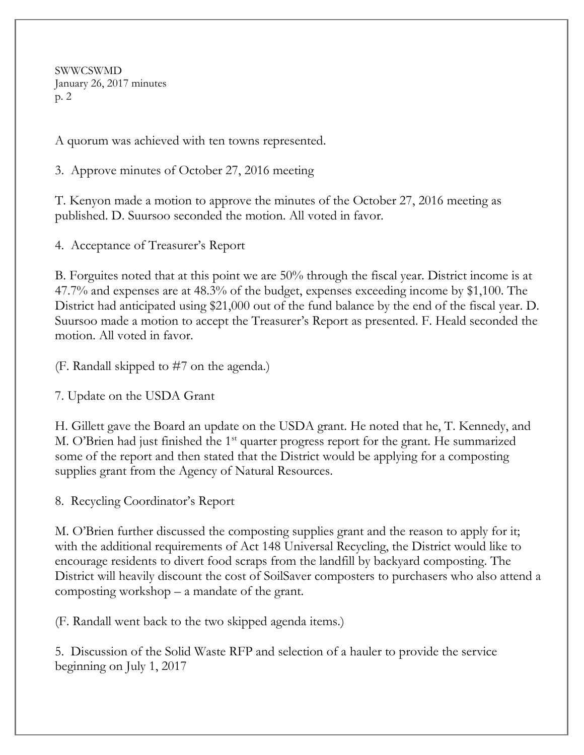A quorum was achieved with ten towns represented.

3. Approve minutes of October 27, 2016 meeting

T. Kenyon made a motion to approve the minutes of the October 27, 2016 meeting as published. D. Suursoo seconded the motion. All voted in favor.

4. Acceptance of Treasurer's Report

B. Forguites noted that at this point we are 50% through the fiscal year. District income is at 47.7% and expenses are at 48.3% of the budget, expenses exceeding income by $1,100. The District had anticipated using $21,000 out of the fund balance by the end of the fiscal year. D. Suursoo made a motion to accept the Treasurer's Report as presented. F. Heald seconded the motion. All voted in favor.

(F. Randall skipped to #7 on the agenda.)

7. Update on the USDA Grant

H. Gillett gave the Board an update on the USDA grant. He noted that he, T. Kennedy, and M. O'Brien had just finished the 1st quarter progress report for the grant. He summarized some of the report and then stated that the District would be applying for a composting supplies grant from the Agency of Natural Resources.

8. Recycling Coordinator's Report

M. O'Brien further discussed the composting supplies grant and the reason to apply for it; with the additional requirements of Act 148 Universal Recycling, the District would like to encourage residents to divert food scraps from the landfill by backyard composting. The District will heavily discount the cost of SoilSaver composters to purchasers who also attend a composting workshop – a mandate of the grant.

(F. Randall went back to the two skipped agenda items.)

5. Discussion of the Solid Waste RFP and selection of a hauler to provide the service beginning on July 1, 2017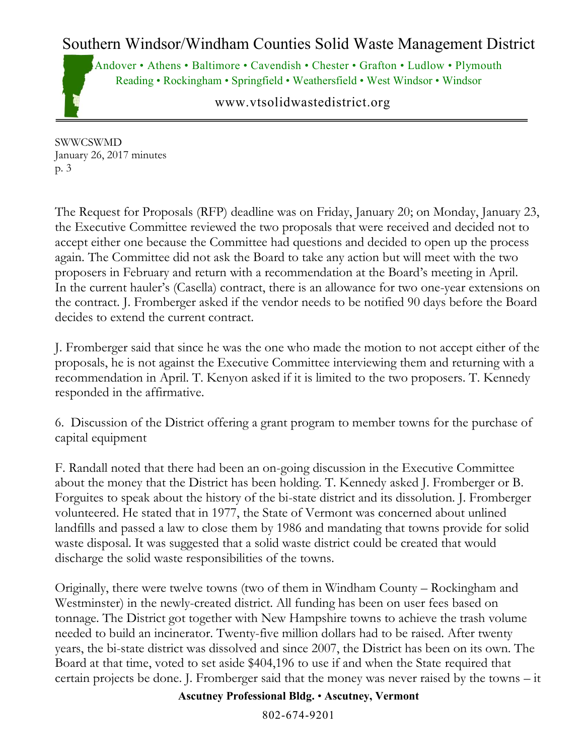The Request for Proposals (RFP) deadline was on Friday, January 20; on Monday, January 23, the Executive Committee reviewed the two proposals that were received and decided not to accept either one because the Committee had questions and decided to open up the process again. The Committee did not ask the Board to take any action but will meet with the two proposers in February and return with a recommendation at the Board's meeting in April. In the current hauler's (Casella) contract, there is an allowance for two one-year extensions on the contract. J. Fromberger asked if the vendor needs to be notified 90 days before the Board decides to extend the current contract.

J. Fromberger said that since he was the one who made the motion to not accept either of the proposals, he is not against the Executive Committee interviewing them and returning with a recommendation in April. T. Kenyon asked if it is limited to the two proposers. T. Kennedy responded in the affirmative.

6. Discussion of the District offering a grant program to member towns for the purchase of capital equipment

F. Randall noted that there had been an on-going discussion in the Executive Committee about the money that the District has been holding. T. Kennedy asked J. Fromberger or B. Forguites to speak about the history of the bi-state district and its dissolution. J. Fromberger volunteered. He stated that in 1977, the State of Vermont was concerned about unlined landfills and passed a law to close them by 1986 and mandating that towns provide for solid waste disposal. It was suggested that a solid waste district could be created that would discharge the solid waste responsibilities of the towns.

Originally, there were twelve towns (two of them in Windham County – Rockingham and Westminster) in the newly-created district. All funding has been on user fees based on tonnage. The District got together with New Hampshire towns to achieve the trash volume needed to build an incinerator. Twenty-five million dollars had to be raised. After twenty years, the bi-state district was dissolved and since 2007, the District has been on its own. The Board at that time, voted to set aside $404,196 to use if and when the State required that certain projects be done. J. Fromberger said that the money was never raised by the towns – it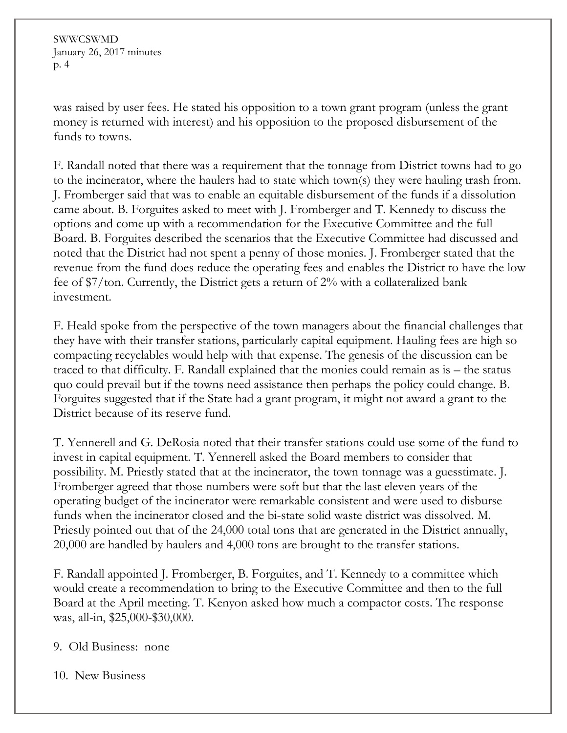was raised by user fees. He stated his opposition to a town grant program (unless the grant money is returned with interest) and his opposition to the proposed disbursement of the funds to towns.

F. Randall noted that there was a requirement that the tonnage from District towns had to go to the incinerator, where the haulers had to state which town(s) they were hauling trash from. J. Fromberger said that was to enable an equitable disbursement of the funds if a dissolution came about. B. Forguites asked to meet with J. Fromberger and T. Kennedy to discuss the options and come up with a recommendation for the Executive Committee and the full Board. B. Forguites described the scenarios that the Executive Committee had discussed and noted that the District had not spent a penny of those monies. J. Fromberger stated that the revenue from the fund does reduce the operating fees and enables the District to have the low fee of $7/ton. Currently, the District gets a return of 2% with a collateralized bank investment.

F. Heald spoke from the perspective of the town managers about the financial challenges that they have with their transfer stations, particularly capital equipment. Hauling fees are high so compacting recyclables would help with that expense. The genesis of the discussion can be traced to that difficulty. F. Randall explained that the monies could remain as is – the status quo could prevail but if the towns need assistance then perhaps the policy could change. B. Forguites suggested that if the State had a grant program, it might not award a grant to the District because of its reserve fund.

T. Yennerell and G. DeRosia noted that their transfer stations could use some of the fund to invest in capital equipment. T. Yennerell asked the Board members to consider that possibility. M. Priestly stated that at the incinerator, the town tonnage was a guesstimate. J. Fromberger agreed that those numbers were soft but that the last eleven years of the operating budget of the incinerator were remarkable consistent and were used to disburse funds when the incinerator closed and the bi-state solid waste district was dissolved. M. Priestly pointed out that of the 24,000 total tons that are generated in the District annually, 20,000 are handled by haulers and 4,000 tons are brought to the transfer stations.

F. Randall appointed J. Fromberger, B. Forguites, and T. Kennedy to a committee which would create a recommendation to bring to the Executive Committee and then to the full Board at the April meeting. T. Kenyon asked how much a compactor costs. The response was, all-in, $25,000-$30,000.

9. Old Business: none

10. New Business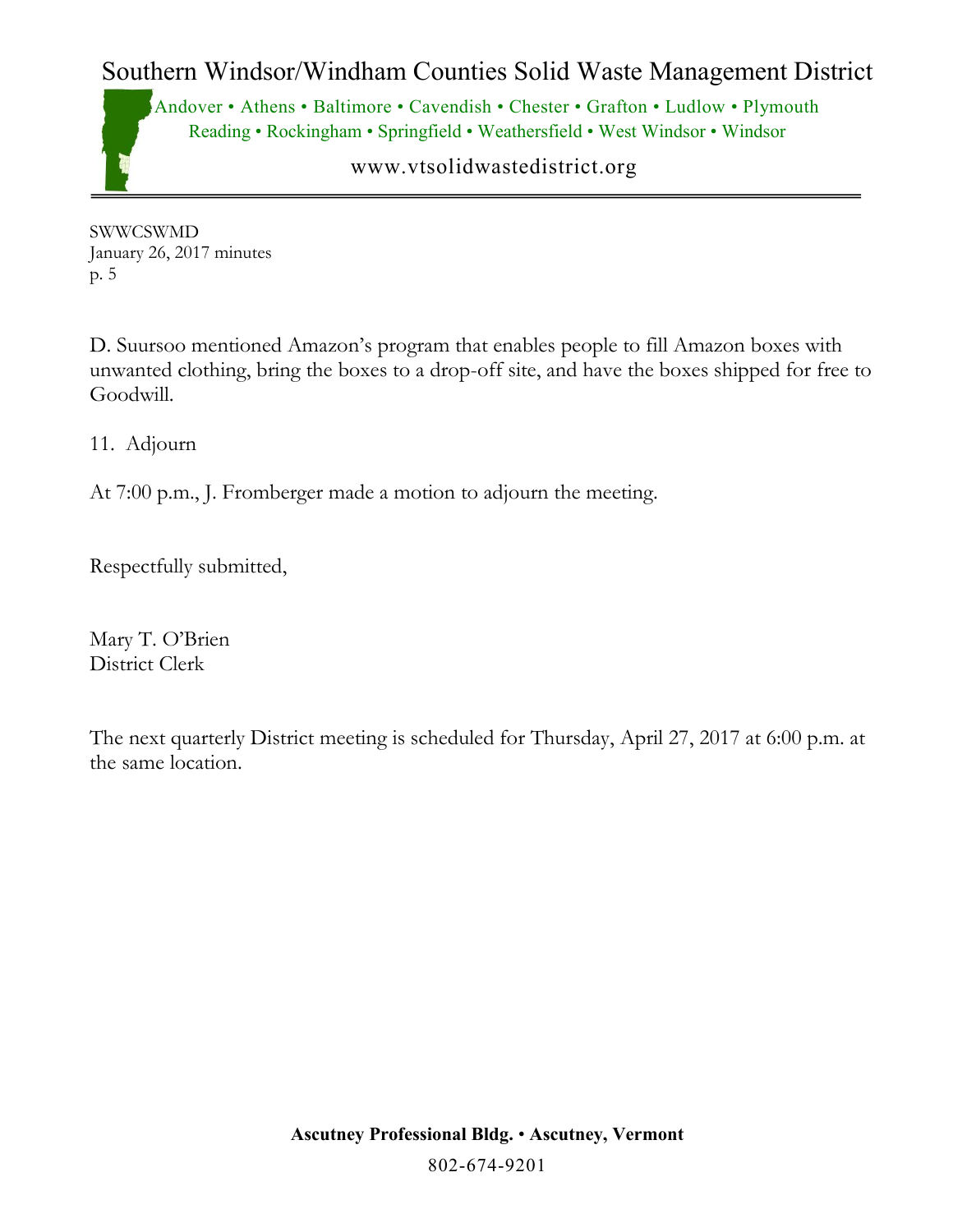D. Suursoo mentioned Amazon's program that enables people to fill Amazon boxes with unwanted clothing, bring the boxes to a drop-off site, and have the boxes shipped for free to Goodwill.

11. Adjourn

At 7:00 p.m., J. Fromberger made a motion to adjourn the meeting.

Respectfully submitted,

Mary T. O'Brien
District Clerk

The next quarterly District meeting is scheduled for Thursday, April 27, 2017 at 6:00 p.m. at the same location.